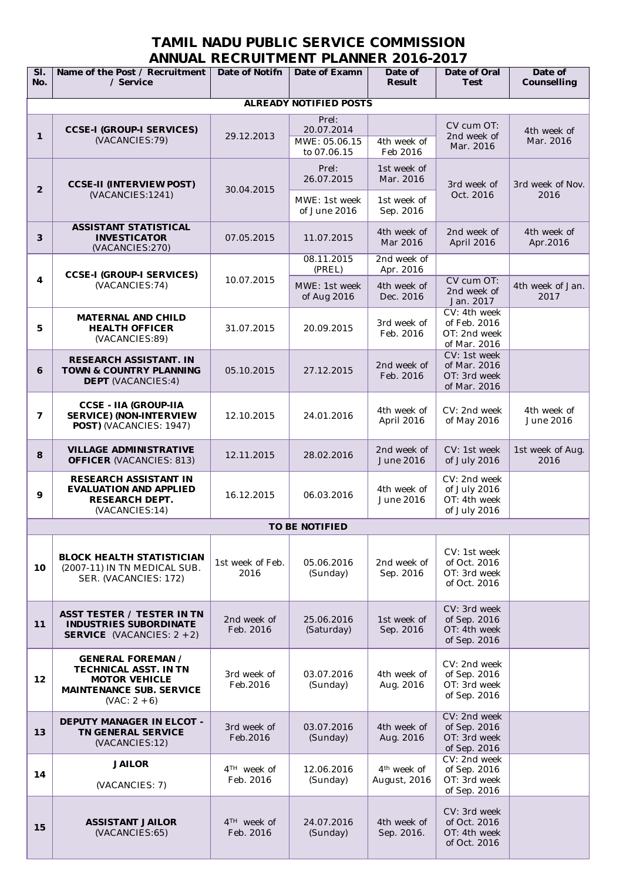# TAMIL NADU PUBLIC SERVICE COMMISSION
## ANNUAL RECRUITMENT PLANNER 2016-2017

| Sl. No. | Name of the Post / Recruitment / Service | Date of Notifn | Date of Examn | Date of Result | Date of Oral Test | Date of Counselling |
|---|---|---|---|---|---|---|
| | | | **ALREADY NOTIFIED POSTS** | | | |
| 1 | **CCSE-I (GROUP-I SERVICES)** (VACANCIES:79) | 29.12.2013 | Prel: 20.07.2014<br>MWE: 05.06.15 to 07.06.15 | 4th week of Feb 2016 | CV cum OT: 2nd week of Mar. 2016 | 4th week of Mar. 2016 |
| 2 | **CCSE-II (INTERVIEW POST)** (VACANCIES:1241) | 30.04.2015 | Prel: 26.07.2015<br>MWE: 1st week of June 2016 | 1st week of Mar. 2016<br>1st week of Sep. 2016 | 3rd week of Oct. 2016 | 3rd week of Nov. 2016 |
| 3 | **ASSISTANT STATISTICAL INVESTICATOR** (VACANCIES:270) | 07.05.2015 | 11.07.2015 | 4th week of Mar 2016 | 2nd week of April 2016 | 4th week of Apr.2016 |
| 4 | **CCSE-I (GROUP-I SERVICES)** (VACANCIES:74) | 10.07.2015 | 08.11.2015 (PREL)<br>MWE: 1st week of Aug 2016 | 2nd week of Apr. 2016<br>4th week of Dec. 2016 | CV cum OT: 2nd week of Jan. 2017 | 4th week of Jan. 2017 |
| 5 | **MATERNAL AND CHILD HEALTH OFFICER** (VACANCIES:89) | 31.07.2015 | 20.09.2015 | 3rd week of Feb. 2016 | CV: 4th week of Feb. 2016<br>OT: 2nd week of Mar. 2016 | |
| 6 | **RESEARCH ASSISTANT. IN TOWN & COUNTRY PLANNING DEPT** (VACANCIES:4) | 05.10.2015 | 27.12.2015 | 2nd week of Feb. 2016 | CV: 1st week of Mar. 2016<br>OT: 3rd week of Mar. 2016 | |
| 7 | **CCSE - IIA (GROUP-IIA SERVICE) (NON-INTERVIEW POST)** (VACANCIES: 1947) | 12.10.2015 | 24.01.2016 | 4th week of April 2016 | CV: 2nd week of May 2016 | 4th week of June 2016 |
| 8 | **VILLAGE ADMINISTRATIVE OFFICER** (VACANCIES: 813) | 12.11.2015 | 28.02.2016 | 2nd week of June 2016 | CV: 1st week of July 2016 | 1st week of Aug. 2016 |
| 9 | **RESEARCH ASSISTANT IN EVALUATION AND APPLIED RESEARCH DEPT.** (VACANCIES:14) | 16.12.2015 | 06.03.2016 | 4th week of June 2016 | CV: 2nd week of July 2016<br>OT: 4th week of July 2016 | |
| | | | **TO BE NOTIFIED** | | | |
| 10 | **BLOCK HEALTH STATISTICIAN** (2007-11) IN TN MEDICAL SUB. SER. (VACANCIES: 172) | 1st week of Feb. 2016 | 05.06.2016 (Sunday) | 2nd week of Sep. 2016 | CV: 1st week of Oct. 2016<br>OT: 3rd week of Oct. 2016 | |
| 11 | **ASST TESTER / TESTER IN TN INDUSTRIES SUBORDINATE SERVICE** (VACANCIES: 2 +2) | 2nd week of Feb. 2016 | 25.06.2016 (Saturday) | 1st week of Sep. 2016 | CV: 3rd week of Sep. 2016<br>OT: 4th week of Sep. 2016 | |
| 12 | **GENERAL FOREMAN / TECHNICAL ASST. IN TN MOTOR VEHICLE MAINTENANCE SUB. SERVICE** (VAC: 2 +6) | 3rd week of Feb.2016 | 03.07.2016 (Sunday) | 4th week of Aug. 2016 | CV: 2nd week of Sep. 2016<br>OT: 3rd week of Sep. 2016 | |
| 13 | **DEPUTY MANAGER IN ELCOT - TN GENERAL SERVICE** (VACANCIES:12) | 3rd week of Feb.2016 | 03.07.2016 (Sunday) | 4th week of Aug. 2016 | CV: 2nd week of Sep. 2016<br>OT: 3rd week of Sep. 2016 | |
| 14 | **JAILOR** (VACANCIES: 7) | 4TH week of Feb. 2016 | 12.06.2016 (Sunday) | 4th week of August, 2016 | CV: 2nd week of Sep. 2016<br>OT: 3rd week of Sep. 2016 | |
| 15 | **ASSISTANT JAILOR** (VACANCIES:65) | 4TH week of Feb. 2016 | 24.07.2016 (Sunday) | 4th week of Sep. 2016. | CV: 3rd week of Oct. 2016<br>OT: 4th week of Oct. 2016 | |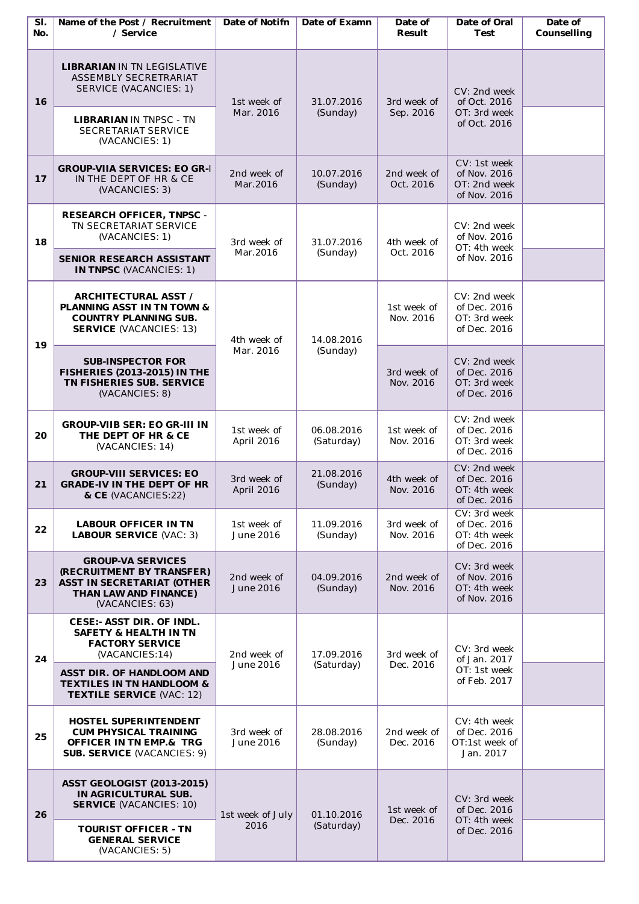| Sl. No. | Name of the Post / Recruitment / Service | Date of Notifn | Date of Examn | Date of Result | Date of Oral Test | Date of Counselling |
|---|---|---|---|---|---|---|
| 16 | **LIBRARIAN** IN TN LEGISLATIVE ASSEMBLY SECRETRARIAT SERVICE (VACANCIES: 1) | 1st week of Mar. 2016 | 31.07.2016 (Sunday) | 3rd week of Sep. 2016 | CV: 2nd week of Oct. 2016 OT: 3rd week of Oct. 2016 | |
| | **LIBRARIAN** IN TNPSC - TN SECRETARIAT SERVICE (VACANCIES: 1) | | | | | |
| 17 | **GROUP-VIIA SERVICES: EO GR-I** IN THE DEPT OF HR & CE (VACANCIES: 3) | 2nd week of Mar.2016 | 10.07.2016 (Sunday) | 2nd week of Oct. 2016 | CV: 1st week of Nov. 2016 OT: 2nd week of Nov. 2016 | |
| 18 | **RESEARCH OFFICER, TNPSC** - TN SECRETARIAT SERVICE (VACANCIES: 1) | 3rd week of Mar.2016 | 31.07.2016 (Sunday) | 4th week of Oct. 2016 | CV: 2nd week of Nov. 2016 OT: 4th week of Nov. 2016 | |
| | **SENIOR RESEARCH ASSISTANT IN TNPSC** (VACANCIES: 1) | | | | | |
| 19 | **ARCHITECTURAL ASST / PLANNING ASST IN TN TOWN & COUNTRY PLANNING SUB. SERVICE** (VACANCIES: 13) | 4th week of Mar. 2016 | 14.08.2016 (Sunday) | 1st week of Nov. 2016 | CV: 2nd week of Dec. 2016 OT: 3rd week of Dec. 2016 | |
| | **SUB-INSPECTOR FOR FISHERIES (2013-2015) IN THE TN FISHERIES SUB. SERVICE** (VACANCIES: 8) | | | 3rd week of Nov. 2016 | CV: 2nd week of Dec. 2016 OT: 3rd week of Dec. 2016 | |
| 20 | **GROUP-VIIB SER: EO GR-III IN THE DEPT OF HR & CE** (VACANCIES: 14) | 1st week of April 2016 | 06.08.2016 (Saturday) | 1st week of Nov. 2016 | CV: 2nd week of Dec. 2016 OT: 3rd week of Dec. 2016 | |
| 21 | **GROUP-VIII SERVICES: EO GRADE-IV IN THE DEPT OF HR & CE** (VACANCIES:22) | 3rd week of April 2016 | 21.08.2016 (Sunday) | 4th week of Nov. 2016 | CV: 2nd week of Dec. 2016 OT: 4th week of Dec. 2016 | |
| 22 | **LABOUR OFFICER IN TN LABOUR SERVICE** (VAC: 3) | 1st week of June 2016 | 11.09.2016 (Sunday) | 3rd week of Nov. 2016 | CV: 3rd week of Dec. 2016 OT: 4th week of Dec. 2016 | |
| 23 | **GROUP-VA SERVICES (RECRUITMENT BY TRANSFER) ASST IN SECRETARIAT (OTHER THAN LAW AND FINANCE)** (VACANCIES: 63) | 2nd week of June 2016 | 04.09.2016 (Sunday) | 2nd week of Nov. 2016 | CV: 3rd week of Nov. 2016 OT: 4th week of Nov. 2016 | |
| 24 | **CESE:- ASST DIR. OF INDL. SAFETY & HEALTH IN TN FACTORY SERVICE** (VACANCIES:14) | 2nd week of June 2016 | 17.09.2016 (Saturday) | 3rd week of Dec. 2016 | CV: 3rd week of Jan. 2017 OT: 1st week of Feb. 2017 | |
| | **ASST DIR. OF HANDLOOM AND TEXTILES IN TN HANDLOOM & TEXTILE SERVICE** (VAC: 12) | | | | | |
| 25 | **HOSTEL SUPERINTENDENT CUM PHYSICAL TRAINING OFFICER IN TN EMP.& TRG SUB. SERVICE** (VACANCIES: 9) | 3rd week of June 2016 | 28.08.2016 (Sunday) | 2nd week of Dec. 2016 | CV: 4th week of Dec. 2016 OT:1st week of Jan. 2017 | |
| 26 | **ASST GEOLOGIST (2013-2015) IN AGRICULTURAL SUB. SERVICE** (VACANCIES: 10) | 1st week of July 2016 | 01.10.2016 (Saturday) | 1st week of Dec. 2016 | CV: 3rd week of Dec. 2016 OT: 4th week of Dec. 2016 | |
| | **TOURIST OFFICER - TN GENERAL SERVICE** (VACANCIES: 5) | | | | | |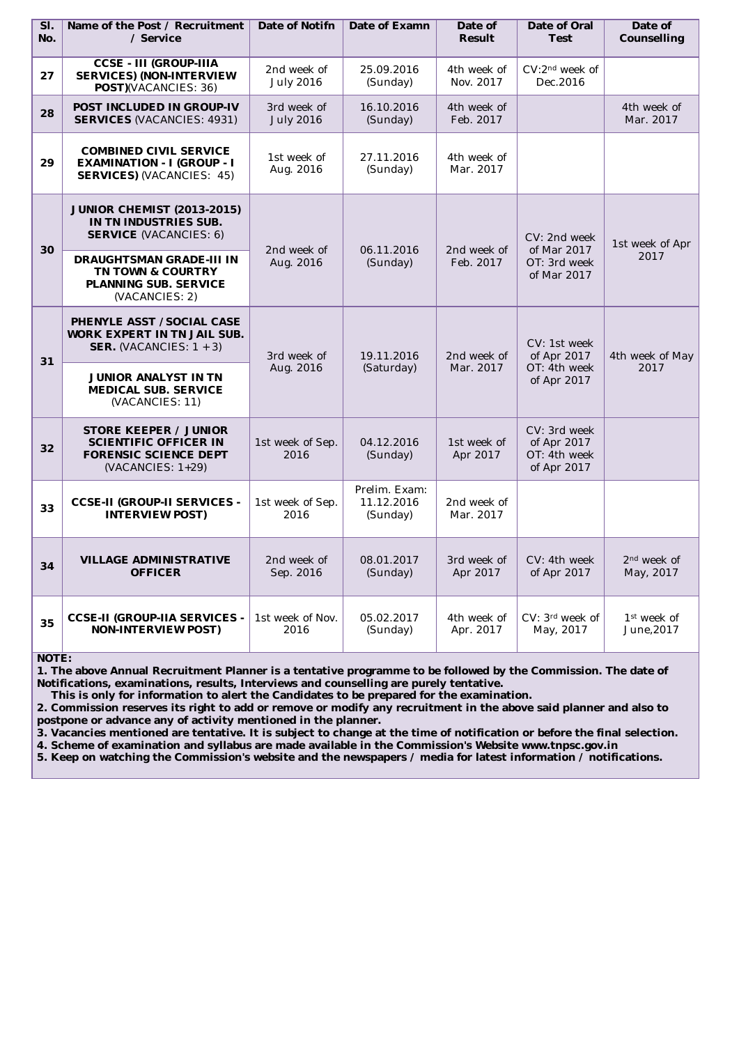| Sl. No. | Name of the Post / Recruitment / Service | Date of Notifn | Date of Examn | Date of Result | Date of Oral Test | Date of Counselling |
|---|---|---|---|---|---|---|
| 27 | **CCSE - III (GROUP-IIIA SERVICES) (NON-INTERVIEW POST)**(VACANCIES: 36) | 2nd week of July 2016 | 25.09.2016 (Sunday) | 4th week of Nov. 2017 | CV:2nd week of Dec.2016 | |
| 28 | **POST INCLUDED IN GROUP-IV SERVICES** (VACANCIES: 4931) | 3rd week of July 2016 | 16.10.2016 (Sunday) | 4th week of Feb. 2017 | | 4th week of Mar. 2017 |
| 29 | **COMBINED CIVIL SERVICE EXAMINATION - I (GROUP - I SERVICES)** (VACANCIES: 45) | 1st week of Aug. 2016 | 27.11.2016 (Sunday) | 4th week of Mar. 2017 | | |
| 30 | **JUNIOR CHEMIST (2013-2015) IN TN INDUSTRIES SUB. SERVICE** (VACANCIES: 6)<br>**DRAUGHTSMAN GRADE-III IN TN TOWN & COURTRY PLANNING SUB. SERVICE** (VACANCIES: 2) | 2nd week of Aug. 2016 | 06.11.2016 (Sunday) | 2nd week of Feb. 2017 | CV: 2nd week of Mar 2017 OT: 3rd week of Mar 2017 | 1st week of Apr 2017 |
| 31 | **PHENYLE ASST / SOCIAL CASE WORK EXPERT IN TN JAIL SUB. SER.** (VACANCIES: 1 + 3)<br>**JUNIOR ANALYST IN TN MEDICAL SUB. SERVICE** (VACANCIES: 11) | 3rd week of Aug. 2016 | 19.11.2016 (Saturday) | 2nd week of Mar. 2017 | CV: 1st week of Apr 2017 OT: 4th week of Apr 2017 | 4th week of May 2017 |
| 32 | **STORE KEEPER / JUNIOR SCIENTIFIC OFFICER IN FORENSIC SCIENCE DEPT** (VACANCIES: 1+29) | 1st week of Sep. 2016 | 04.12.2016 (Sunday) | 1st week of Apr 2017 | CV: 3rd week of Apr 2017 OT: 4th week of Apr 2017 | |
| 33 | **CCSE-II (GROUP-II SERVICES - INTERVIEW POST)** | 1st week of Sep. 2016 | Prelim. Exam: 11.12.2016 (Sunday) | 2nd week of Mar. 2017 | | |
| 34 | **VILLAGE ADMINISTRATIVE OFFICER** | 2nd week of Sep. 2016 | 08.01.2017 (Sunday) | 3rd week of Apr 2017 | CV: 4th week of Apr 2017 | 2nd week of May, 2017 |
| 35 | **CCSE-II (GROUP-IIA SERVICES - NON-INTERVIEW POST)** | 1st week of Nov. 2016 | 05.02.2017 (Sunday) | 4th week of Apr. 2017 | CV: 3rd week of May, 2017 | 1st week of June,2017 |

**NOTE:**

**1. The above Annual Recruitment Planner is a tentative programme to be followed by the Commission. The date of Notifications, examinations, results, Interviews and counselling are purely tentative.**
**This is only for information to alert the Candidates to be prepared for the examination.**

**2. Commission reserves its right to add or remove or modify any recruitment in the above said planner and also to postpone or advance any of activity mentioned in the planner.**

**3. Vacancies mentioned are tentative. It is subject to change at the time of notification or before the final selection.**

**4. Scheme of examination and syllabus are made available in the Commission's Website www.tnpsc.gov.in**

**5. Keep on watching the Commission's website and the newspapers / media for latest information / notifications.**